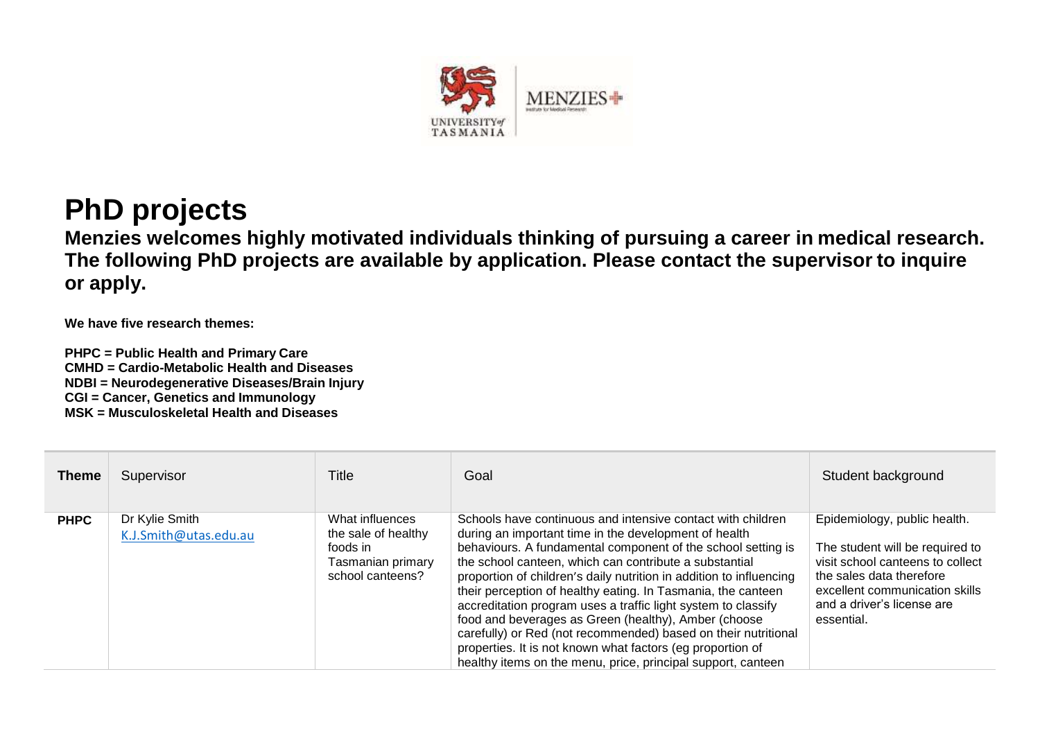# PhD projects

**Menzies welcomes highly motivated individuals thinking of pursuing a career in medical research. The following PhD projects are available by application. Please contact the supervisor to inquire or apply.**

**We have five research themes:**

**PHPC = Public Health and Primary Care**
**CMHD = Cardio-Metabolic Health and Diseases**
**NDBI = Neurodegenerative Diseases/Brain Injury**
**CGI = Cancer, Genetics and Immunology**
**MSK = Musculoskeletal Health and Diseases**

| Theme | Supervisor | Title | Goal | Student background |
|---|---|---|---|---|
| **PHPC** | Dr Kylie Smith K.J.Smith@utas.edu.au | What influences the sale of healthy foods in Tasmanian primary school canteens? | Schools have continuous and intensive contact with children during an important time in the development of health behaviours. A fundamental component of the school setting is the school canteen, which can contribute a substantial proportion of children's daily nutrition in addition to influencing their perception of healthy eating. In Tasmania, the canteen accreditation program uses a traffic light system to classify food and beverages as Green (healthy), Amber (choose carefully) or Red (not recommended) based on their nutritional properties. It is not known what factors (eg proportion of healthy items on the menu, price, principal support, canteen | Epidemiology, public health. The student will be required to visit school canteens to collect the sales data therefore excellent communication skills and a driver's license are essential. |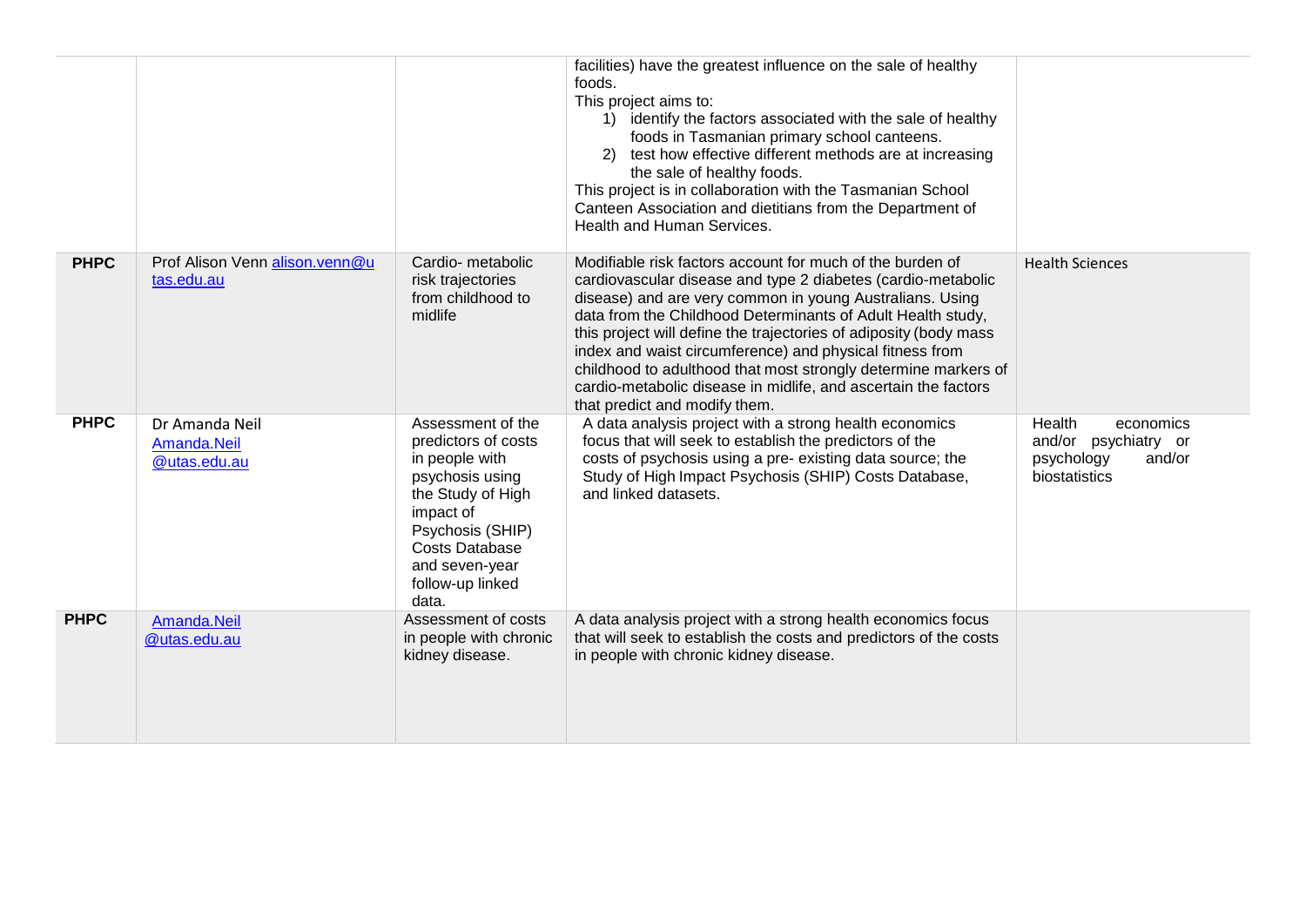| | | | | |
|---|---|---|---|---|
| | | | facilities) have the greatest influence on the sale of healthy foods.<br>This project aims to:<br>1) identify the factors associated with the sale of healthy foods in Tasmanian primary school canteens.<br>2) test how effective different methods are at increasing the sale of healthy foods.<br>This project is in collaboration with the Tasmanian School Canteen Association and dietitians from the Department of Health and Human Services. | |
| **PHPC** | Prof Alison Venn alison.venn@utas.edu.au | Cardio- metabolic risk trajectories from childhood to midlife | Modifiable risk factors account for much of the burden of cardiovascular disease and type 2 diabetes (cardio-metabolic disease) and are very common in young Australians. Using data from the Childhood Determinants of Adult Health study, this project will define the trajectories of adiposity (body mass index and waist circumference) and physical fitness from childhood to adulthood that most strongly determine markers of cardio-metabolic disease in midlife, and ascertain the factors that predict and modify them. | Health Sciences |
| **PHPC** | Dr Amanda Neil Amanda.Neil@utas.edu.au | Assessment of the predictors of costs in people with psychosis using the Study of High impact of Psychosis (SHIP) Costs Database and seven-year follow-up linked data. | A data analysis project with a strong health economics focus that will seek to establish the predictors of the costs of psychosis using a pre- existing data source; the Study of High Impact Psychosis (SHIP) Costs Database, and linked datasets. | Health economics and/or psychiatry or psychology and/or biostatistics |
| **PHPC** | Amanda.Neil@utas.edu.au | Assessment of costs in people with chronic kidney disease. | A data analysis project with a strong health economics focus that will seek to establish the costs and predictors of the costs in people with chronic kidney disease. | |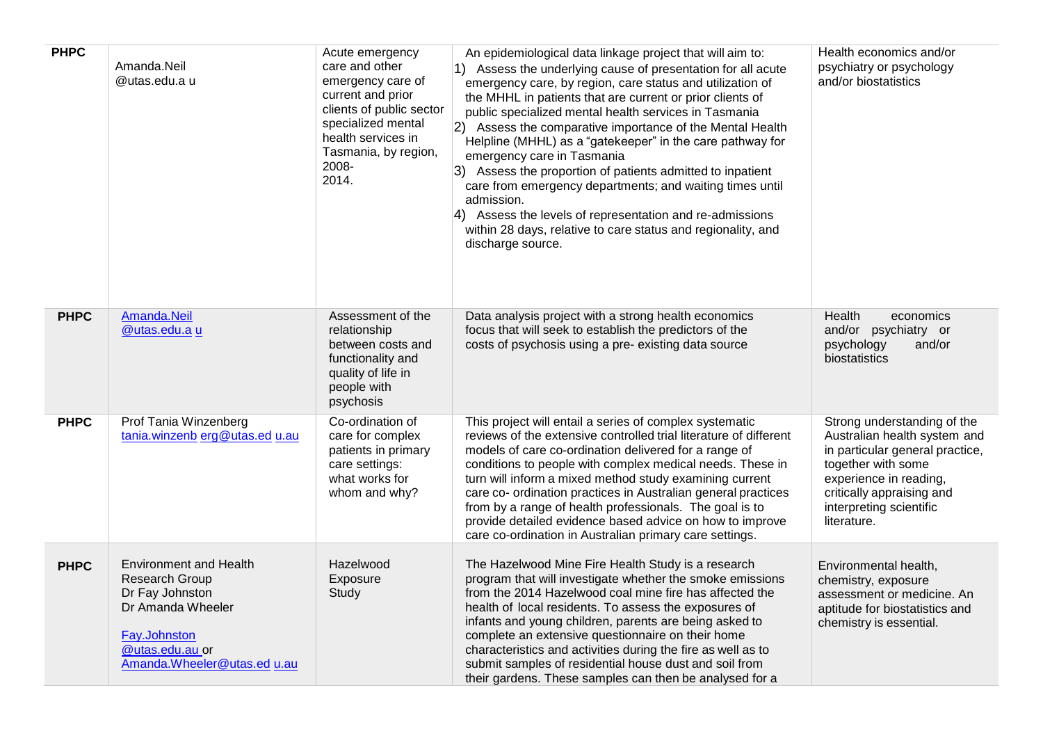| PHPC | Amanda.Neil @utas.edu.a u | Acute emergency care and other emergency care of current and prior clients of public sector specialized mental health services in Tasmania, by region, 2008-2014. | An epidemiological data linkage project that will aim to:<br>1) Assess the underlying cause of presentation for all acute emergency care, by region, care status and utilization of the MHHL in patients that are current or prior clients of public specialized mental health services in Tasmania<br>2) Assess the comparative importance of the Mental Health Helpline (MHHL) as a "gatekeeper" in the care pathway for emergency care in Tasmania<br>3) Assess the proportion of patients admitted to inpatient care from emergency departments; and waiting times until admission.<br>4) Assess the levels of representation and re-admissions within 28 days, relative to care status and regionality, and discharge source. | Health economics and/or psychiatry or psychology and/or biostatistics |
|---|---|---|---|---|
| PHPC | Amanda.Neil @utas.edu.a u | Assessment of the relationship between costs and functionality and quality of life in people with psychosis | Data analysis project with a strong health economics focus that will seek to establish the predictors of the costs of psychosis using a pre- existing data source | Health economics and/or psychiatry or psychology and/or biostatistics |
| PHPC | Prof Tania Winzenberg tania.winzenb erg@utas.ed u.au | Co-ordination of care for complex patients in primary care settings: what works for whom and why? | This project will entail a series of complex systematic reviews of the extensive controlled trial literature of different models of care co-ordination delivered for a range of conditions to people with complex medical needs. These in turn will inform a mixed method study examining current care co- ordination practices in Australian general practices from by a range of health professionals. The goal is to provide detailed evidence based advice on how to improve care co-ordination in Australian primary care settings. | Strong understanding of the Australian health system and in particular general practice, together with some experience in reading, critically appraising and interpreting scientific literature. |
| PHPC | Environment and Health Research Group<br>Dr Fay Johnston<br>Dr Amanda Wheeler<br><br>Fay.Johnston @utas.edu.au or Amanda.Wheeler@utas.ed u.au | Hazelwood Exposure Study | The Hazelwood Mine Fire Health Study is a research program that will investigate whether the smoke emissions from the 2014 Hazelwood coal mine fire has affected the health of local residents. To assess the exposures of infants and young children, parents are being asked to complete an extensive questionnaire on their home characteristics and activities during the fire as well as to submit samples of residential house dust and soil from their gardens. These samples can then be analysed for a | Environmental health, chemistry, exposure assessment or medicine. An aptitude for biostatistics and chemistry is essential. |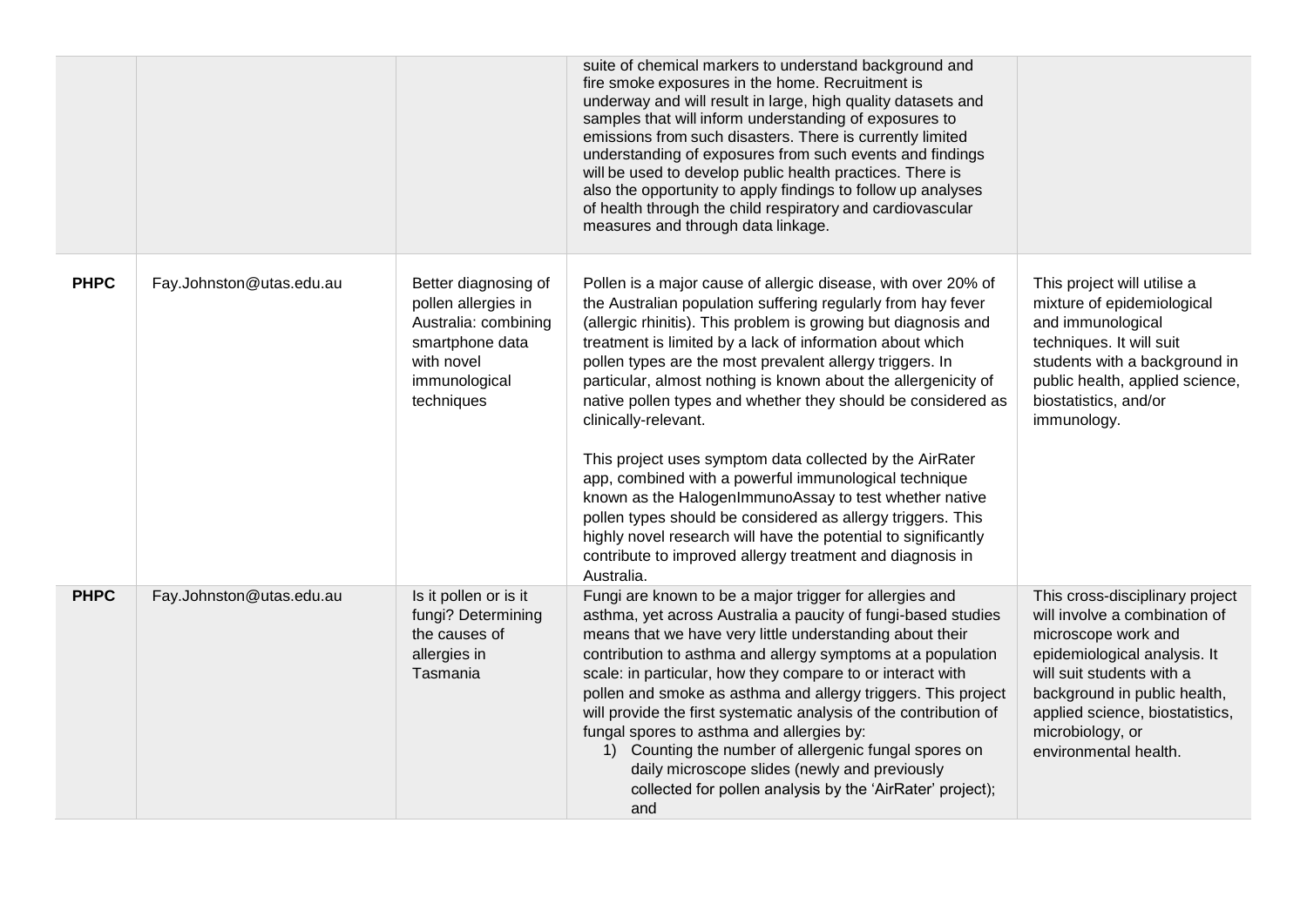| | | | | |
|---|---|---|---|---|
| | | | suite of chemical markers to understand background and fire smoke exposures in the home. Recruitment is underway and will result in large, high quality datasets and samples that will inform understanding of exposures to emissions from such disasters. There is currently limited understanding of exposures from such events and findings will be used to develop public health practices. There is also the opportunity to apply findings to follow up analyses of health through the child respiratory and cardiovascular measures and through data linkage. | |
| **PHPC** | Fay.Johnston@utas.edu.au | Better diagnosing of pollen allergies in Australia: combining smartphone data with novel immunological techniques | Pollen is a major cause of allergic disease, with over 20% of the Australian population suffering regularly from hay fever (allergic rhinitis). This problem is growing but diagnosis and treatment is limited by a lack of information about which pollen types are the most prevalent allergy triggers. In particular, almost nothing is known about the allergenicity of native pollen types and whether they should be considered as clinically-relevant.<br><br>This project uses symptom data collected by the AirRater app, combined with a powerful immunological technique known as the HalogenImmunoAssay to test whether native pollen types should be considered as allergy triggers. This highly novel research will have the potential to significantly contribute to improved allergy treatment and diagnosis in Australia. | This project will utilise a mixture of epidemiological and immunological techniques. It will suit students with a background in public health, applied science, biostatistics, and/or immunology. |
| **PHPC** | Fay.Johnston@utas.edu.au | Is it pollen or is it fungi? Determining the causes of allergies in Tasmania | Fungi are known to be a major trigger for allergies and asthma, yet across Australia a paucity of fungi-based studies means that we have very little understanding about their contribution to asthma and allergy symptoms at a population scale: in particular, how they compare to or interact with pollen and smoke as asthma and allergy triggers. This project will provide the first systematic analysis of the contribution of fungal spores to asthma and allergies by:<br>1) Counting the number of allergenic fungal spores on daily microscope slides (newly and previously collected for pollen analysis by the 'AirRater' project); and | This cross-disciplinary project will involve a combination of microscope work and epidemiological analysis. It will suit students with a background in public health, applied science, biostatistics, microbiology, or environmental health. |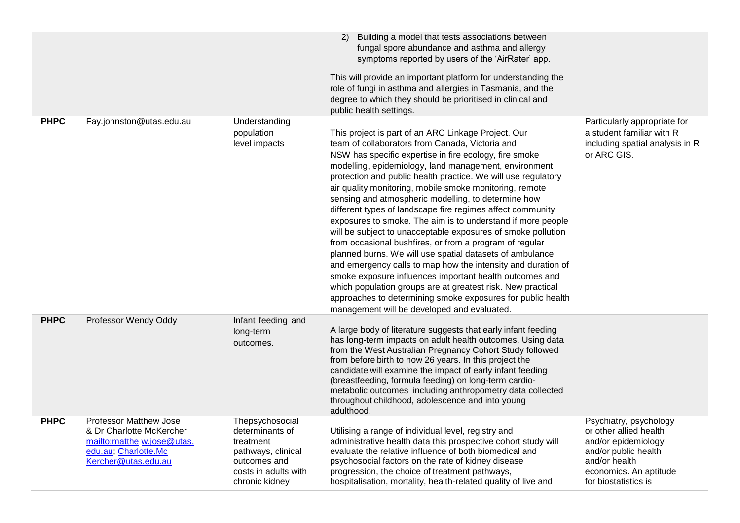| | | | | |
|---|---|---|---|---|
| | | | 2) Building a model that tests associations between fungal spore abundance and asthma and allergy symptoms reported by users of the 'AirRater' app.<br><br>This will provide an important platform for understanding the role of fungi in asthma and allergies in Tasmania, and the degree to which they should be prioritised in clinical and public health settings. | |
| **PHPC** | Fay.johnston@utas.edu.au | Understanding population level impacts | This project is part of an ARC Linkage Project. Our team of collaborators from Canada, Victoria and NSW has specific expertise in fire ecology, fire smoke modelling, epidemiology, land management, environment protection and public health practice. We will use regulatory air quality monitoring, mobile smoke monitoring, remote sensing and atmospheric modelling, to determine how different types of landscape fire regimes affect community exposures to smoke. The aim is to understand if more people will be subject to unacceptable exposures of smoke pollution from occasional bushfires, or from a program of regular planned burns. We will use spatial datasets of ambulance and emergency calls to map how the intensity and duration of smoke exposure influences important health outcomes and which population groups are at greatest risk. New practical approaches to determining smoke exposures for public health management will be developed and evaluated. | Particularly appropriate for a student familiar with R including spatial analysis in R or ARC GIS. |
| **PHPC** | Professor Wendy Oddy | Infant feeding and long-term outcomes. | A large body of literature suggests that early infant feeding has long-term impacts on adult health outcomes. Using data from the West Australian Pregnancy Cohort Study followed from before birth to now 26 years. In this project the candidate will examine the impact of early infant feeding (breastfeeding, formula feeding) on long-term cardio-metabolic outcomes including anthropometry data collected throughout childhood, adolescence and into young adulthood. | |
| **PHPC** | Professor Matthew Jose & Dr Charlotte McKercher mailto:matthe w.jose@utas.edu.au; Charlotte.McKercher@utas.edu.au | Thepsychosocial determinants of treatment pathways, clinical outcomes and costs in adults with chronic kidney | Utilising a range of individual level, registry and administrative health data this prospective cohort study will evaluate the relative influence of both biomedical and psychosocial factors on the rate of kidney disease progression, the choice of treatment pathways, hospitalisation, mortality, health-related quality of live and | Psychiatry, psychology or other allied health and/or epidemiology and/or public health and/or health economics. An aptitude for biostatistics is |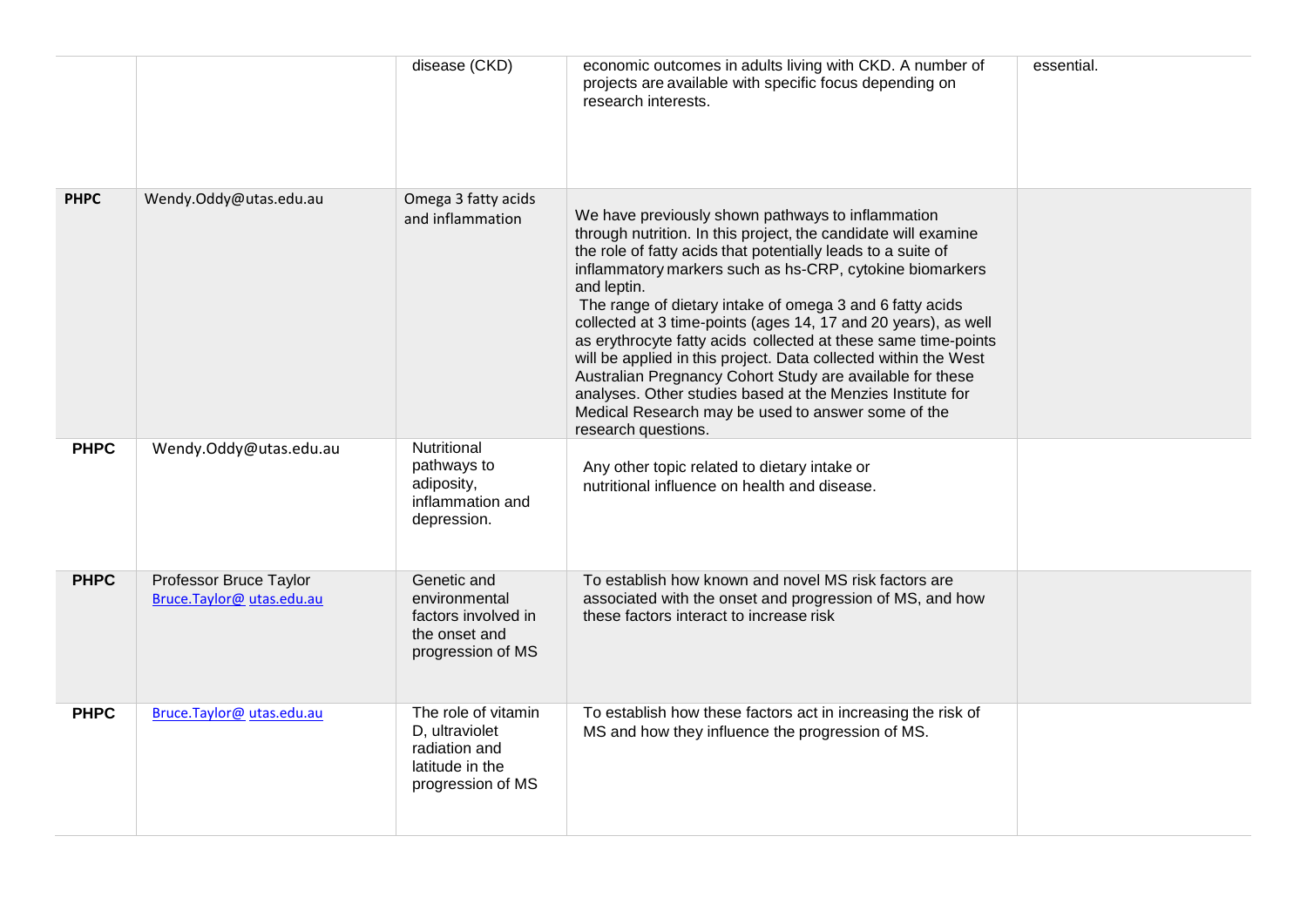| | | | | |
|---|---|---|---|---|
| | | disease (CKD) | economic outcomes in adults living with CKD. A number of projects are available with specific focus depending on research interests. | essential. |
| **PHPC** | Wendy.Oddy@utas.edu.au | Omega 3 fatty acids and inflammation | We have previously shown pathways to inflammation through nutrition. In this project, the candidate will examine the role of fatty acids that potentially leads to a suite of inflammatory markers such as hs-CRP, cytokine biomarkers and leptin. The range of dietary intake of omega 3 and 6 fatty acids collected at 3 time-points (ages 14, 17 and 20 years), as well as erythrocyte fatty acids collected at these same time-points will be applied in this project. Data collected within the West Australian Pregnancy Cohort Study are available for these analyses. Other studies based at the Menzies Institute for Medical Research may be used to answer some of the research questions. | |
| **PHPC** | Wendy.Oddy@utas.edu.au | Nutritional pathways to adiposity, inflammation and depression. | Any other topic related to dietary intake or nutritional influence on health and disease. | |
| **PHPC** | Professor Bruce Taylor Bruce.Taylor@ utas.edu.au | Genetic and environmental factors involved in the onset and progression of MS | To establish how known and novel MS risk factors are associated with the onset and progression of MS, and how these factors interact to increase risk | |
| **PHPC** | Bruce.Taylor@ utas.edu.au | The role of vitamin D, ultraviolet radiation and latitude in the progression of MS | To establish how these factors act in increasing the risk of MS and how they influence the progression of MS. | |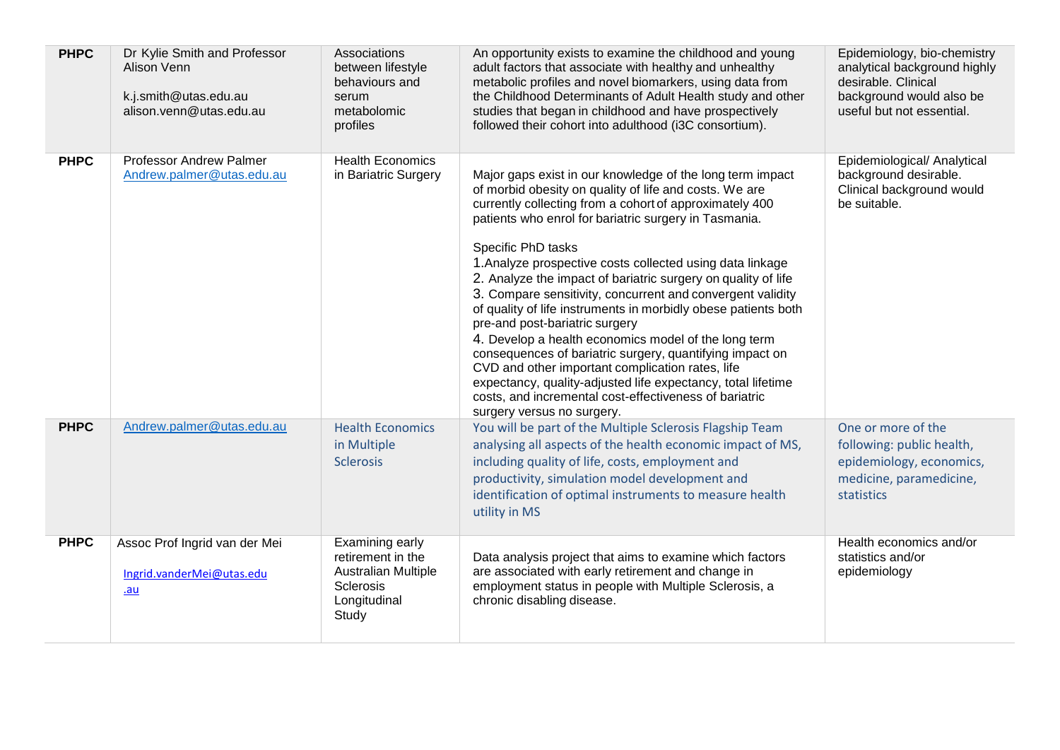| PHPC | Dr Kylie Smith and Professor Alison Venn<br><br>k.j.smith@utas.edu.au<br>alison.venn@utas.edu.au | Associations between lifestyle behaviours and serum metabolomic profiles | An opportunity exists to examine the childhood and young adult factors that associate with healthy and unhealthy metabolic profiles and novel biomarkers, using data from the Childhood Determinants of Adult Health study and other studies that began in childhood and have prospectively followed their cohort into adulthood (i3C consortium). | Epidemiology, bio-chemistry analytical background highly desirable. Clinical background would also be useful but not essential. |
|---|---|---|---|---|
| **PHPC** | Professor Andrew Palmer<br>Andrew.palmer@utas.edu.au | Health Economics in Bariatric Surgery | Major gaps exist in our knowledge of the long term impact of morbid obesity on quality of life and costs. We are currently collecting from a cohort of approximately 400 patients who enrol for bariatric surgery in Tasmania.<br><br>Specific PhD tasks<br>1.Analyze prospective costs collected using data linkage<br>2. Analyze the impact of bariatric surgery on quality of life<br>3. Compare sensitivity, concurrent and convergent validity of quality of life instruments in morbidly obese patients both pre-and post-bariatric surgery<br>4. Develop a health economics model of the long term consequences of bariatric surgery, quantifying impact on CVD and other important complication rates, life expectancy, quality-adjusted life expectancy, total lifetime costs, and incremental cost-effectiveness of bariatric surgery versus no surgery. | Epidemiological/ Analytical background desirable. Clinical background would be suitable. |
| **PHPC** | Andrew.palmer@utas.edu.au | Health Economics in Multiple Sclerosis | You will be part of the Multiple Sclerosis Flagship Team analysing all aspects of the health economic impact of MS, including quality of life, costs, employment and productivity, simulation model development and identification of optimal instruments to measure health utility in MS | One or more of the following: public health, epidemiology, economics, medicine, paramedicine, statistics |
| **PHPC** | Assoc Prof Ingrid van der Mei<br><br>Ingrid.vanderMei@utas.edu.au | Examining early retirement in the Australian Multiple Sclerosis Longitudinal Study | Data analysis project that aims to examine which factors are associated with early retirement and change in employment status in people with Multiple Sclerosis, a chronic disabling disease. | Health economics and/or statistics and/or epidemiology |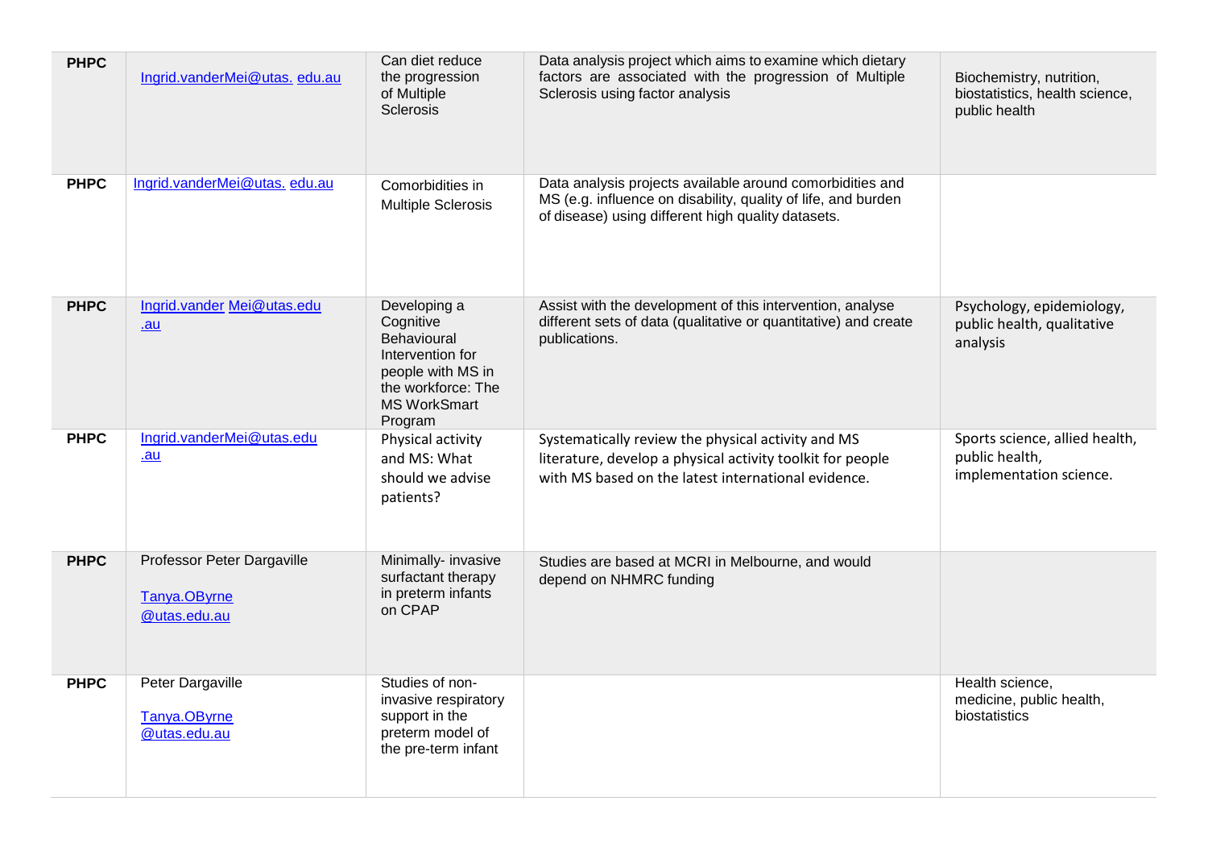| | | | | |
|---|---|---|---|---|
| **PHPC** | Ingrid.vanderMei@utas. edu.au | Can diet reduce the progression of Multiple Sclerosis | Data analysis project which aims to examine which dietary factors are associated with the progression of Multiple Sclerosis using factor analysis | Biochemistry, nutrition, biostatistics, health science, public health |
| **PHPC** | Ingrid.vanderMei@utas. edu.au | Comorbidities in Multiple Sclerosis | Data analysis projects available around comorbidities and MS (e.g. influence on disability, quality of life, and burden of disease) using different high quality datasets. | |
| **PHPC** | Ingrid.vander Mei@utas.edu .au | Developing a Cognitive Behavioural Intervention for people with MS in the workforce: The MS WorkSmart Program | Assist with the development of this intervention, analyse different sets of data (qualitative or quantitative) and create publications. | Psychology, epidemiology, public health, qualitative analysis |
| **PHPC** | Ingrid.vanderMei@utas.edu .au | Physical activity and MS: What should we advise patients? | Systematically review the physical activity and MS literature, develop a physical activity toolkit for people with MS based on the latest international evidence. | Sports science, allied health, public health, implementation science. |
| **PHPC** | Professor Peter Dargaville<br>Tanya.OByrne @utas.edu.au | Minimally- invasive surfactant therapy in preterm infants on CPAP | Studies are based at MCRI in Melbourne, and would depend on NHMRC funding | |
| **PHPC** | Peter Dargaville<br>Tanya.OByrne @utas.edu.au | Studies of non-invasive respiratory support in the preterm model of the pre-term infant | | Health science, medicine, public health, biostatistics |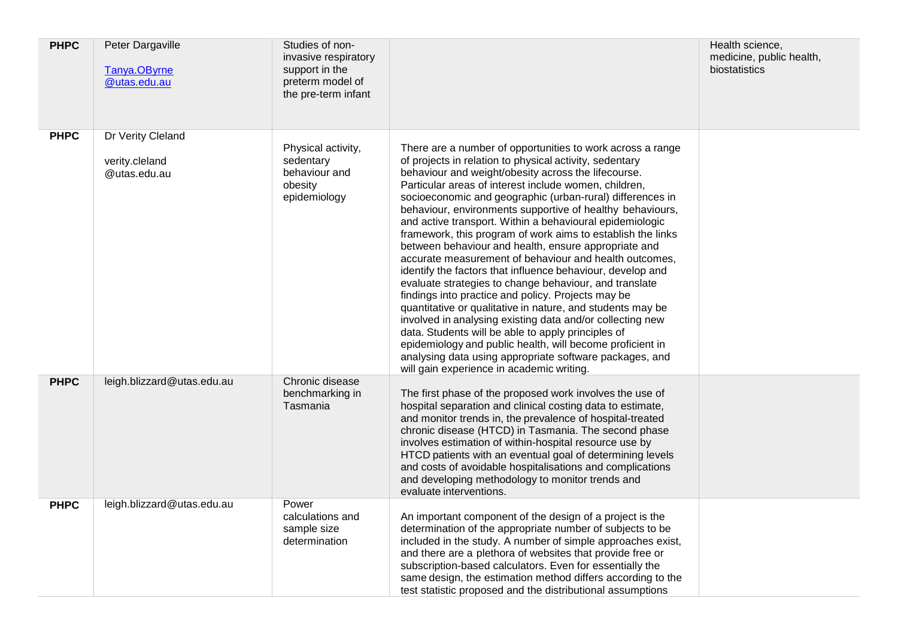| | | | | |
|---|---|---|---|---|
| **PHPC** | Peter Dargaville<br><br>Tanya.OByrne@utas.edu.au | Studies of non-invasive respiratory support in the preterm model of the pre-term infant | | Health science, medicine, public health, biostatistics |
| **PHPC** | Dr Verity Cleland<br><br>verity.cleland@utas.edu.au | Physical activity, sedentary behaviour and obesity epidemiology | There are a number of opportunities to work across a range of projects in relation to physical activity, sedentary behaviour and weight/obesity across the lifecourse. Particular areas of interest include women, children, socioeconomic and geographic (urban-rural) differences in behaviour, environments supportive of healthy behaviours, and active transport. Within a behavioural epidemiologic framework, this program of work aims to establish the links between behaviour and health, ensure appropriate and accurate measurement of behaviour and health outcomes, identify the factors that influence behaviour, develop and evaluate strategies to change behaviour, and translate findings into practice and policy. Projects may be quantitative or qualitative in nature, and students may be involved in analysing existing data and/or collecting new data. Students will be able to apply principles of epidemiology and public health, will become proficient in analysing data using appropriate software packages, and will gain experience in academic writing. | |
| **PHPC** | leigh.blizzard@utas.edu.au | Chronic disease benchmarking in Tasmania | The first phase of the proposed work involves the use of hospital separation and clinical costing data to estimate, and monitor trends in, the prevalence of hospital-treated chronic disease (HTCD) in Tasmania. The second phase involves estimation of within-hospital resource use by HTCD patients with an eventual goal of determining levels and costs of avoidable hospitalisations and complications and developing methodology to monitor trends and evaluate interventions. | |
| **PHPC** | leigh.blizzard@utas.edu.au | Power calculations and sample size determination | An important component of the design of a project is the determination of the appropriate number of subjects to be included in the study. A number of simple approaches exist, and there are a plethora of websites that provide free or subscription-based calculators. Even for essentially the same design, the estimation method differs according to the test statistic proposed and the distributional assumptions | |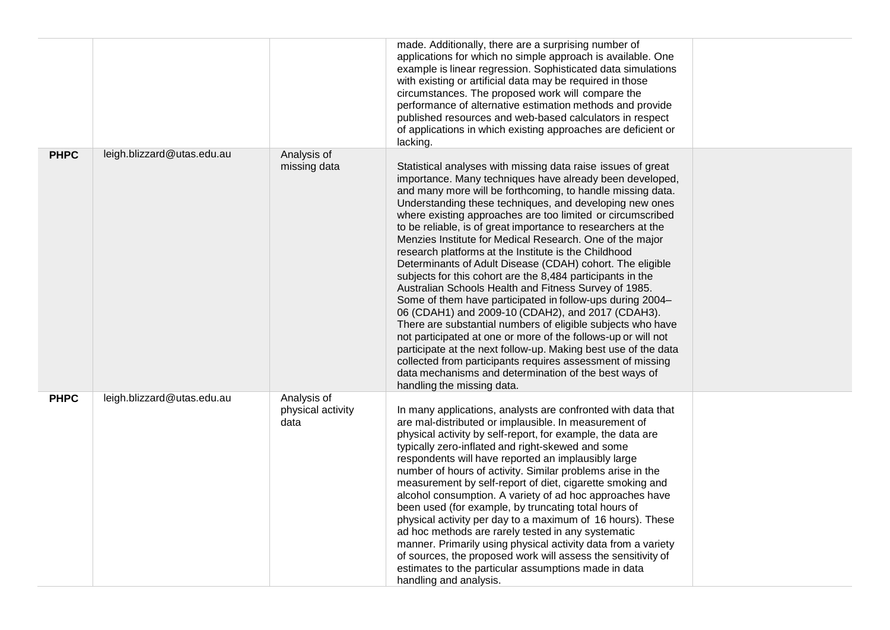| | | | | |
|---|---|---|---|---|
| | | | made. Additionally, there are a surprising number of applications for which no simple approach is available. One example is linear regression. Sophisticated data simulations with existing or artificial data may be required in those circumstances. The proposed work will compare the performance of alternative estimation methods and provide published resources and web-based calculators in respect of applications in which existing approaches are deficient or lacking. | |
| **PHPC** | leigh.blizzard@utas.edu.au | Analysis of missing data | Statistical analyses with missing data raise issues of great importance. Many techniques have already been developed, and many more will be forthcoming, to handle missing data. Understanding these techniques, and developing new ones where existing approaches are too limited or circumscribed to be reliable, is of great importance to researchers at the Menzies Institute for Medical Research. One of the major research platforms at the Institute is the Childhood Determinants of Adult Disease (CDAH) cohort. The eligible subjects for this cohort are the 8,484 participants in the Australian Schools Health and Fitness Survey of 1985. Some of them have participated in follow-ups during 2004–06 (CDAH1) and 2009-10 (CDAH2), and 2017 (CDAH3). There are substantial numbers of eligible subjects who have not participated at one or more of the follows-up or will not participate at the next follow-up. Making best use of the data collected from participants requires assessment of missing data mechanisms and determination of the best ways of handling the missing data. | |
| **PHPC** | leigh.blizzard@utas.edu.au | Analysis of physical activity data | In many applications, analysts are confronted with data that are mal-distributed or implausible. In measurement of physical activity by self-report, for example, the data are typically zero-inflated and right-skewed and some respondents will have reported an implausibly large number of hours of activity. Similar problems arise in the measurement by self-report of diet, cigarette smoking and alcohol consumption. A variety of ad hoc approaches have been used (for example, by truncating total hours of physical activity per day to a maximum of 16 hours). These ad hoc methods are rarely tested in any systematic manner. Primarily using physical activity data from a variety of sources, the proposed work will assess the sensitivity of estimates to the particular assumptions made in data handling and analysis. | |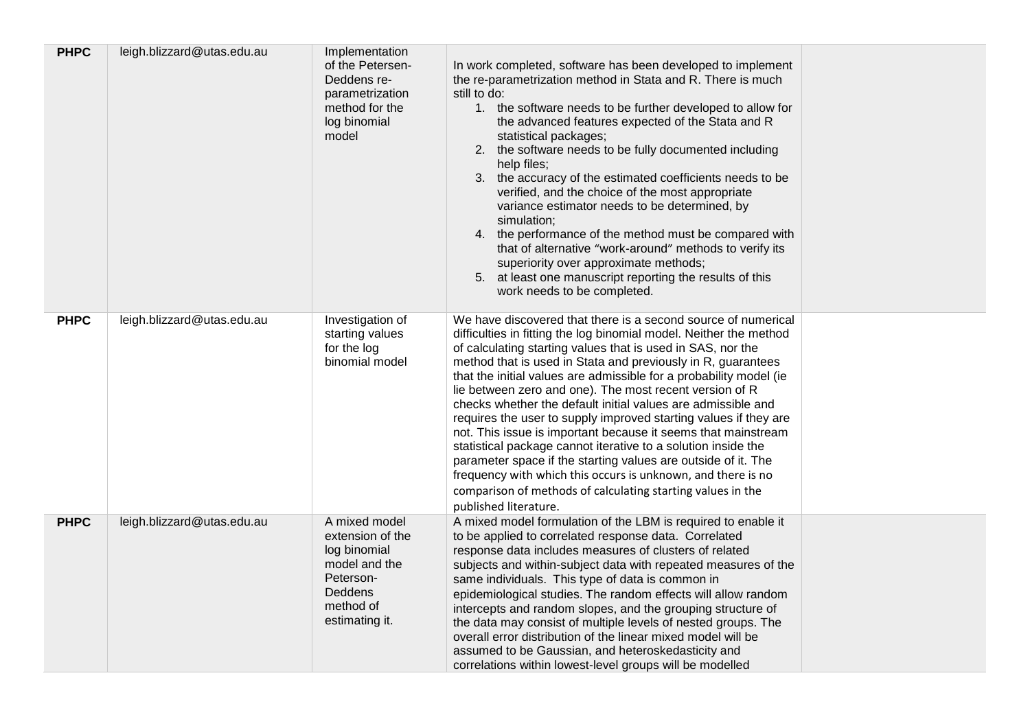| PHPC | leigh.blizzard@utas.edu.au | Implementation of the Petersen-Deddens re-parametrization method for the log binomial model | In work completed, software has been developed to implement the re-parametrization method in Stata and R. There is much still to do: <br>1. the software needs to be further developed to allow for the advanced features expected of the Stata and R statistical packages; <br>2. the software needs to be fully documented including help files; <br>3. the accuracy of the estimated coefficients needs to be verified, and the choice of the most appropriate variance estimator needs to be determined, by simulation; <br>4. the performance of the method must be compared with that of alternative "work-around" methods to verify its superiority over approximate methods; <br>5. at least one manuscript reporting the results of this work needs to be completed. | |
|---|---|---|---|---|
| **PHPC** | leigh.blizzard@utas.edu.au | Investigation of starting values for the log binomial model | We have discovered that there is a second source of numerical difficulties in fitting the log binomial model. Neither the method of calculating starting values that is used in SAS, nor the method that is used in Stata and previously in R, guarantees that the initial values are admissible for a probability model (ie lie between zero and one). The most recent version of R checks whether the default initial values are admissible and requires the user to supply improved starting values if they are not. This issue is important because it seems that mainstream statistical package cannot iterative to a solution inside the parameter space if the starting values are outside of it. The frequency with which this occurs is unknown, and there is no comparison of methods of calculating starting values in the published literature. | |
| **PHPC** | leigh.blizzard@utas.edu.au | A mixed model extension of the log binomial model and the Peterson-Deddens method of estimating it. | A mixed model formulation of the LBM is required to enable it to be applied to correlated response data. Correlated response data includes measures of clusters of related subjects and within-subject data with repeated measures of the same individuals. This type of data is common in epidemiological studies. The random effects will allow random intercepts and random slopes, and the grouping structure of the data may consist of multiple levels of nested groups. The overall error distribution of the linear mixed model will be assumed to be Gaussian, and heteroskedasticity and correlations within lowest-level groups will be modelled | |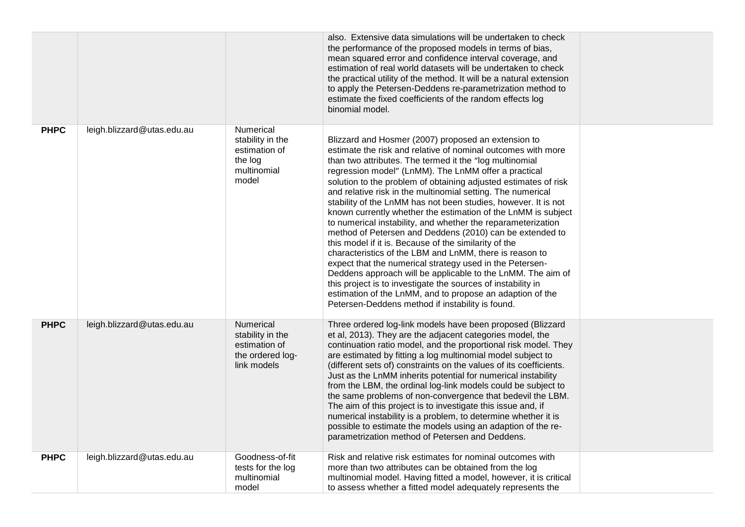| | | | | |
|---|---|---|---|---|
| | | | also. Extensive data simulations will be undertaken to check the performance of the proposed models in terms of bias, mean squared error and confidence interval coverage, and estimation of real world datasets will be undertaken to check the practical utility of the method. It will be a natural extension to apply the Petersen-Deddens re-parametrization method to estimate the fixed coefficients of the random effects log binomial model. | |
| **PHPC** | leigh.blizzard@utas.edu.au | Numerical stability in the estimation of the log multinomial model | Blizzard and Hosmer (2007) proposed an extension to estimate the risk and relative of nominal outcomes with more than two attributes. The termed it the "log multinomial regression model" (LnMM). The LnMM offer a practical solution to the problem of obtaining adjusted estimates of risk and relative risk in the multinomial setting. The numerical stability of the LnMM has not been studies, however. It is not known currently whether the estimation of the LnMM is subject to numerical instability, and whether the reparameterization method of Petersen and Deddens (2010) can be extended to this model if it is. Because of the similarity of the characteristics of the LBM and LnMM, there is reason to expect that the numerical strategy used in the Petersen-Deddens approach will be applicable to the LnMM. The aim of this project is to investigate the sources of instability in estimation of the LnMM, and to propose an adaption of the Petersen-Deddens method if instability is found. | |
| **PHPC** | leigh.blizzard@utas.edu.au | Numerical stability in the estimation of the ordered log-link models | Three ordered log-link models have been proposed (Blizzard et al, 2013). They are the adjacent categories model, the continuation ratio model, and the proportional risk model. They are estimated by fitting a log multinomial model subject to (different sets of) constraints on the values of its coefficients. Just as the LnMM inherits potential for numerical instability from the LBM, the ordinal log-link models could be subject to the same problems of non-convergence that bedevil the LBM. The aim of this project is to investigate this issue and, if numerical instability is a problem, to determine whether it is possible to estimate the models using an adaption of the re-parametrization method of Petersen and Deddens. | |
| **PHPC** | leigh.blizzard@utas.edu.au | Goodness-of-fit tests for the log multinomial model | Risk and relative risk estimates for nominal outcomes with more than two attributes can be obtained from the log multinomial model. Having fitted a model, however, it is critical to assess whether a fitted model adequately represents the | |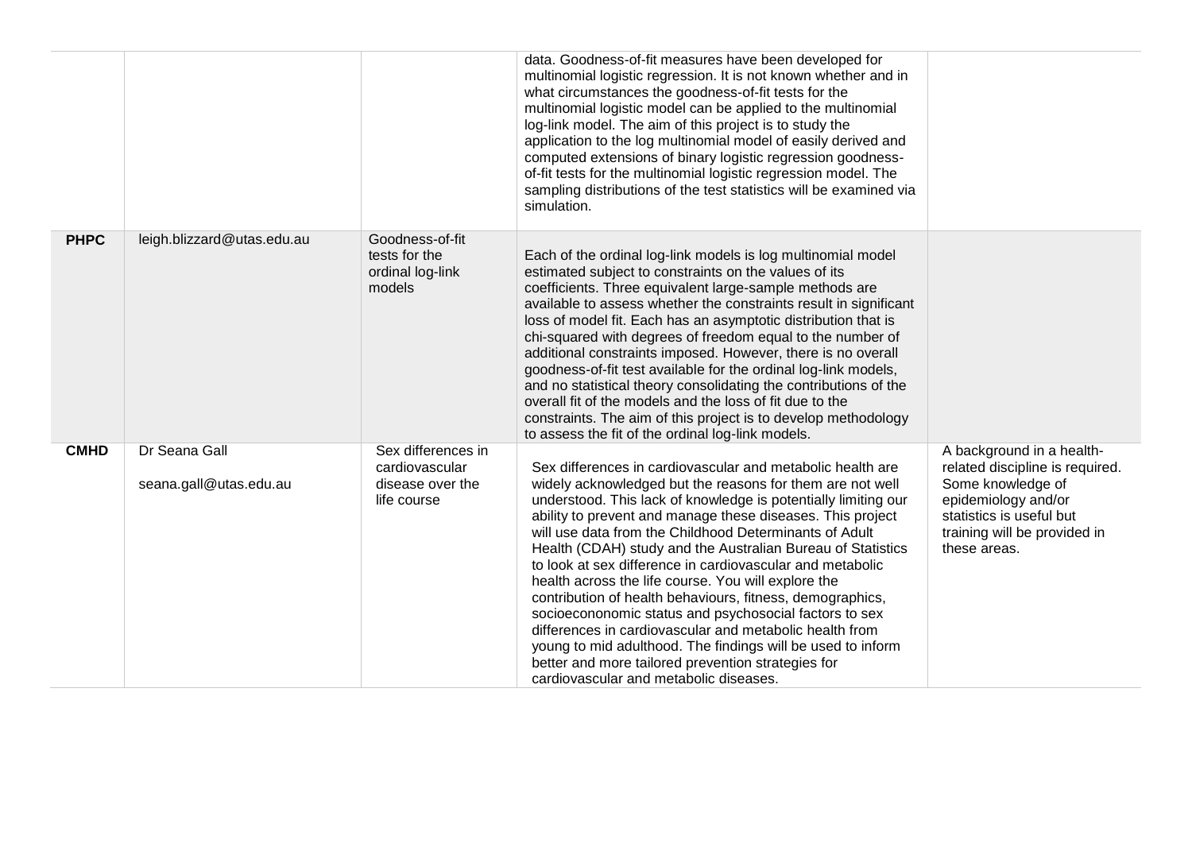| | | | | |
|---|---|---|---|---|
| | | | data. Goodness-of-fit measures have been developed for multinomial logistic regression. It is not known whether and in what circumstances the goodness-of-fit tests for the multinomial logistic model can be applied to the multinomial log-link model. The aim of this project is to study the application to the log multinomial model of easily derived and computed extensions of binary logistic regression goodness-of-fit tests for the multinomial logistic regression model. The sampling distributions of the test statistics will be examined via simulation. | |
| **PHPC** | leigh.blizzard@utas.edu.au | Goodness-of-fit tests for the ordinal log-link models | Each of the ordinal log-link models is log multinomial model estimated subject to constraints on the values of its coefficients. Three equivalent large-sample methods are available to assess whether the constraints result in significant loss of model fit. Each has an asymptotic distribution that is chi-squared with degrees of freedom equal to the number of additional constraints imposed. However, there is no overall goodness-of-fit test available for the ordinal log-link models, and no statistical theory consolidating the contributions of the overall fit of the models and the loss of fit due to the constraints. The aim of this project is to develop methodology to assess the fit of the ordinal log-link models. | |
| **CMHD** | Dr Seana Gall<br>seana.gall@utas.edu.au | Sex differences in cardiovascular disease over the life course | Sex differences in cardiovascular and metabolic health are widely acknowledged but the reasons for them are not well understood. This lack of knowledge is potentially limiting our ability to prevent and manage these diseases. This project will use data from the Childhood Determinants of Adult Health (CDAH) study and the Australian Bureau of Statistics to look at sex difference in cardiovascular and metabolic health across the life course. You will explore the contribution of health behaviours, fitness, demographics, socioecononomic status and psychosocial factors to sex differences in cardiovascular and metabolic health from young to mid adulthood. The findings will be used to inform better and more tailored prevention strategies for cardiovascular and metabolic diseases. | A background in a health-related discipline is required. Some knowledge of epidemiology and/or statistics is useful but training will be provided in these areas. |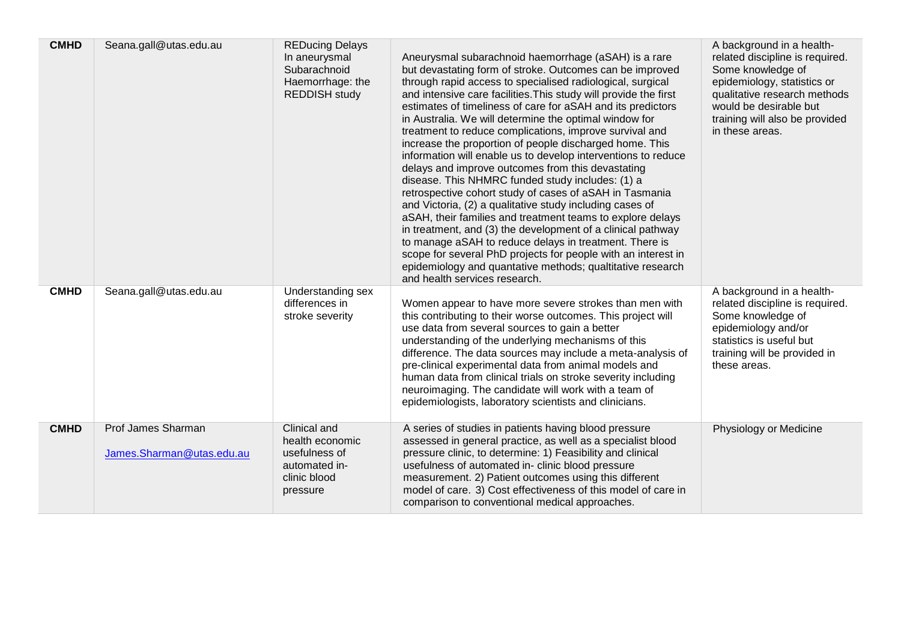| **CMHD** | Seana.gall@utas.edu.au | REDucing Delays In aneurysmal Subarachnoid Haemorrhage: the REDDISH study | Aneurysmal subarachnoid haemorrhage (aSAH) is a rare but devastating form of stroke. Outcomes can be improved through rapid access to specialised radiological, surgical and intensive care facilities.This study will provide the first estimates of timeliness of care for aSAH and its predictors in Australia. We will determine the optimal window for treatment to reduce complications, improve survival and increase the proportion of people discharged home. This information will enable us to develop interventions to reduce delays and improve outcomes from this devastating disease. This NHMRC funded study includes: (1) a retrospective cohort study of cases of aSAH in Tasmania and Victoria, (2) a qualitative study including cases of aSAH, their families and treatment teams to explore delays in treatment, and (3) the development of a clinical pathway to manage aSAH to reduce delays in treatment. There is scope for several PhD projects for people with an interest in epidemiology and quantative methods; qualtitative research and health services research. | A background in a health-related discipline is required. Some knowledge of epidemiology, statistics or qualitative research methods would be desirable but training will also be provided in these areas. |
|---|---|---|---|---|
| **CMHD** | Seana.gall@utas.edu.au | Understanding sex differences in stroke severity | Women appear to have more severe strokes than men with this contributing to their worse outcomes. This project will use data from several sources to gain a better understanding of the underlying mechanisms of this difference. The data sources may include a meta-analysis of pre-clinical experimental data from animal models and human data from clinical trials on stroke severity including neuroimaging. The candidate will work with a team of epidemiologists, laboratory scientists and clinicians. | A background in a health-related discipline is required. Some knowledge of epidemiology and/or statistics is useful but training will be provided in these areas. |
| **CMHD** | Prof James Sharman<br>James.Sharman@utas.edu.au | Clinical and health economic usefulness of automated in-clinic blood pressure | A series of studies in patients having blood pressure assessed in general practice, as well as a specialist blood pressure clinic, to determine: 1) Feasibility and clinical usefulness of automated in- clinic blood pressure measurement. 2) Patient outcomes using this different model of care. 3) Cost effectiveness of this model of care in comparison to conventional medical approaches. | Physiology or Medicine |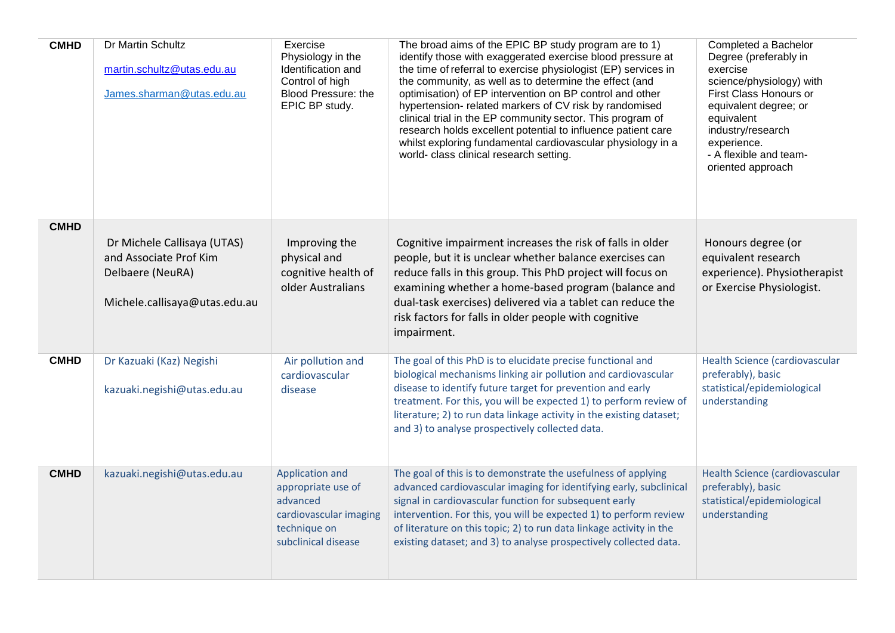| CMHD | Dr Martin Schultz<br><br>martin.schultz@utas.edu.au<br><br>James.sharman@utas.edu.au | Exercise Physiology in the Identification and Control of high Blood Pressure: the EPIC BP study. | The broad aims of the EPIC BP study program are to 1) identify those with exaggerated exercise blood pressure at the time of referral to exercise physiologist (EP) services in the community, as well as to determine the effect (and optimisation) of EP intervention on BP control and other hypertension- related markers of CV risk by randomised clinical trial in the EP community sector. This program of research holds excellent potential to influence patient care whilst exploring fundamental cardiovascular physiology in a world- class clinical research setting. | Completed a Bachelor Degree (preferably in exercise science/physiology) with First Class Honours or equivalent degree; or equivalent industry/research experience.<br>- A flexible and team-oriented approach |
|---|---|---|---|---|
| CMHD | Dr Michele Callisaya (UTAS) and Associate Prof Kim Delbaere (NeuRA)<br><br>Michele.callisaya@utas.edu.au | Improving the physical and cognitive health of older Australians | Cognitive impairment increases the risk of falls in older people, but it is unclear whether balance exercises can reduce falls in this group. This PhD project will focus on examining whether a home-based program (balance and dual-task exercises) delivered via a tablet can reduce the risk factors for falls in older people with cognitive impairment. | Honours degree (or equivalent research experience). Physiotherapist or Exercise Physiologist. |
| CMHD | Dr Kazuaki (Kaz) Negishi<br><br>kazuaki.negishi@utas.edu.au | Air pollution and cardiovascular disease | The goal of this PhD is to elucidate precise functional and biological mechanisms linking air pollution and cardiovascular disease to identify future target for prevention and early treatment. For this, you will be expected 1) to perform review of literature; 2) to run data linkage activity in the existing dataset; and 3) to analyse prospectively collected data. | Health Science (cardiovascular preferably), basic statistical/epidemiological understanding |
| CMHD | kazuaki.negishi@utas.edu.au | Application and appropriate use of advanced cardiovascular imaging technique on subclinical disease | The goal of this is to demonstrate the usefulness of applying advanced cardiovascular imaging for identifying early, subclinical signal in cardiovascular function for subsequent early intervention. For this, you will be expected 1) to perform review of literature on this topic; 2) to run data linkage activity in the existing dataset; and 3) to analyse prospectively collected data. | Health Science (cardiovascular preferably), basic statistical/epidemiological understanding |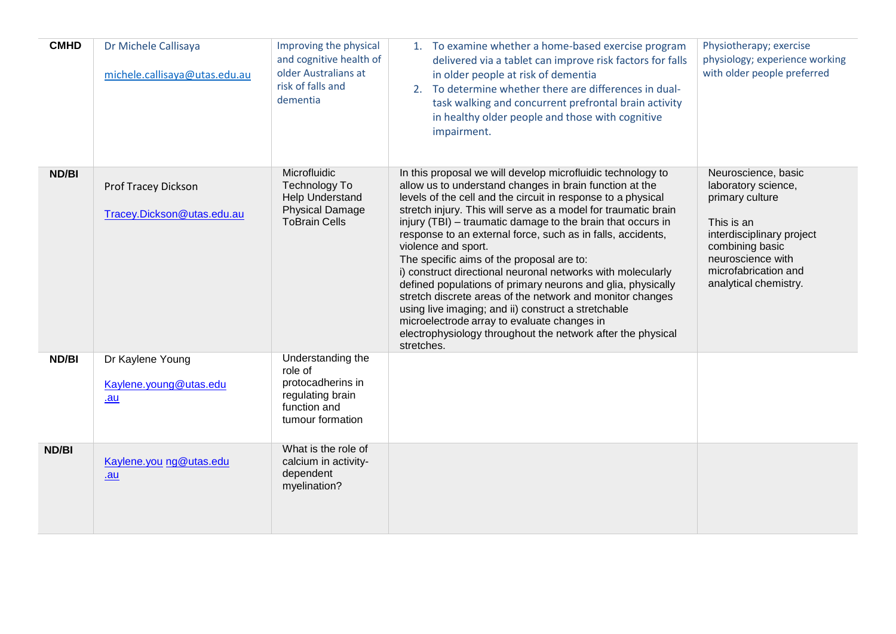| | | | | |
|---|---|---|---|---|
| **CMHD** | Dr Michele Callisaya<br><br>michele.callisaya@utas.edu.au | Improving the physical and cognitive health of older Australians at risk of falls and dementia | 1. To examine whether a home-based exercise program delivered via a tablet can improve risk factors for falls in older people at risk of dementia<br>2. To determine whether there are differences in dual-task walking and concurrent prefrontal brain activity in healthy older people and those with cognitive impairment. | Physiotherapy; exercise physiology; experience working with older people preferred |
| **ND/BI** | Prof Tracey Dickson<br><br>Tracey.Dickson@utas.edu.au | Microfluidic Technology To Help Understand Physical Damage ToBrain Cells | In this proposal we will develop microfluidic technology to allow us to understand changes in brain function at the levels of the cell and the circuit in response to a physical stretch injury. This will serve as a model for traumatic brain injury (TBI) – traumatic damage to the brain that occurs in response to an external force, such as in falls, accidents, violence and sport.<br>The specific aims of the proposal are to:<br>i) construct directional neuronal networks with molecularly defined populations of primary neurons and glia, physically stretch discrete areas of the network and monitor changes using live imaging; and ii) construct a stretchable microelectrode array to evaluate changes in electrophysiology throughout the network after the physical stretches. | Neuroscience, basic laboratory science, primary culture<br><br>This is an interdisciplinary project combining basic neuroscience with microfabrication and analytical chemistry. |
| **ND/BI** | Dr Kaylene Young<br><br>Kaylene.young@utas.edu.au | Understanding the role of protocadherins in regulating brain function and tumour formation | | |
| **ND/BI** | Kaylene.young@utas.edu.au | What is the role of calcium in activity-dependent myelination? | | |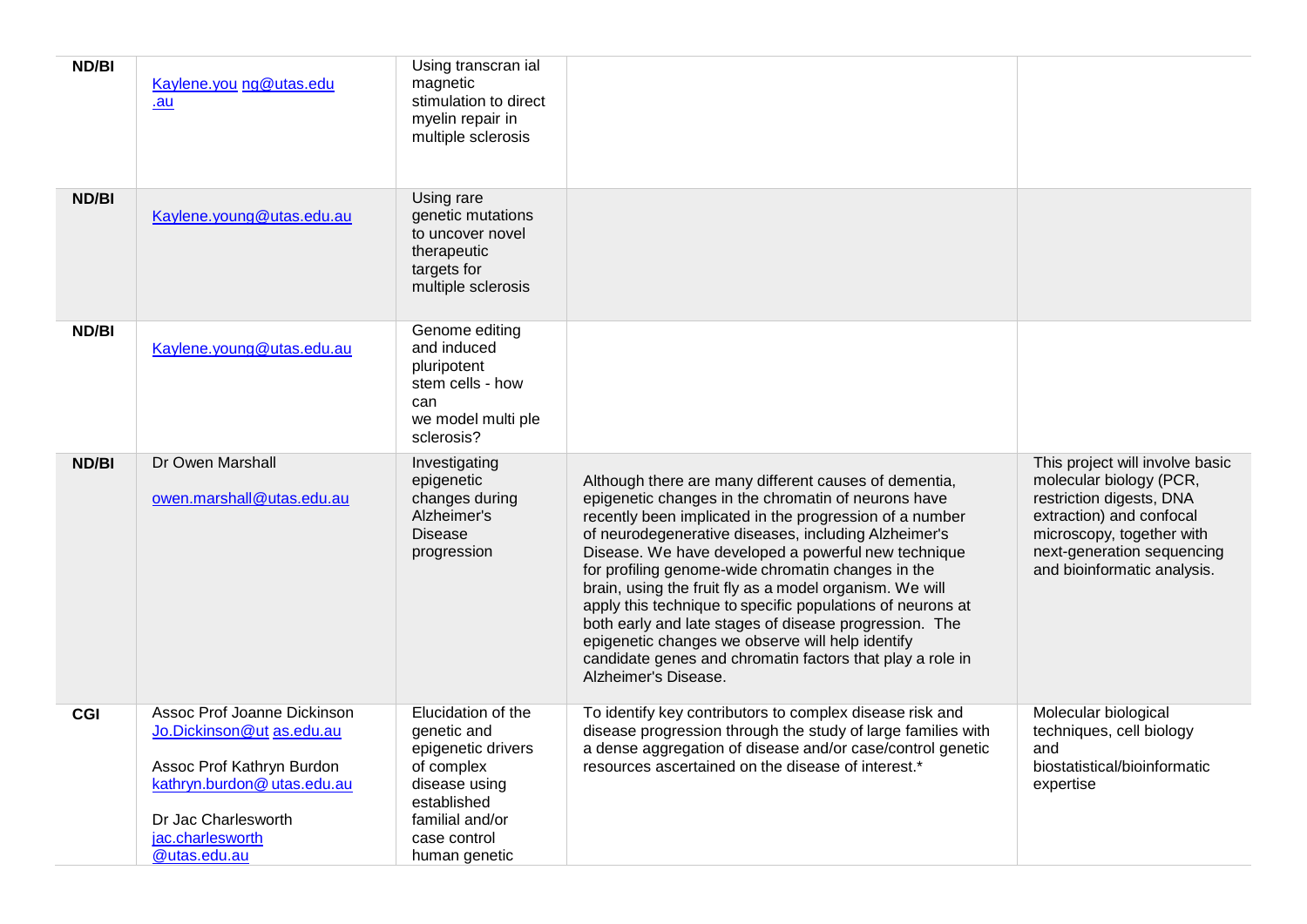| ND/BI | Kaylene.you ng@utas.edu .au | Using transcran ial magnetic stimulation to direct myelin repair in multiple sclerosis | | |
|---|---|---|---|---|
| ND/BI | Kaylene.young@utas.edu.au | Using rare genetic mutations to uncover novel therapeutic targets for multiple sclerosis | | |
| ND/BI | Kaylene.young@utas.edu.au | Genome editing and induced pluripotent stem cells - how can we model multi ple sclerosis? | | |
| ND/BI | Dr Owen Marshall<br><br>owen.marshall@utas.edu.au | Investigating epigenetic changes during Alzheimer's Disease progression | Although there are many different causes of dementia, epigenetic changes in the chromatin of neurons have recently been implicated in the progression of a number of neurodegenerative diseases, including Alzheimer's Disease. We have developed a powerful new technique for profiling genome-wide chromatin changes in the brain, using the fruit fly as a model organism. We will apply this technique to specific populations of neurons at both early and late stages of disease progression. The epigenetic changes we observe will help identify candidate genes and chromatin factors that play a role in Alzheimer's Disease. | This project will involve basic molecular biology (PCR, restriction digests, DNA extraction) and confocal microscopy, together with next-generation sequencing and bioinformatic analysis. |
| CGI | Assoc Prof Joanne Dickinson Jo.Dickinson@ut as.edu.au<br><br>Assoc Prof Kathryn Burdon kathryn.burdon@ utas.edu.au<br><br>Dr Jac Charlesworth jac.charlesworth @utas.edu.au | Elucidation of the genetic and epigenetic drivers of complex disease using established familial and/or case control human genetic | To identify key contributors to complex disease risk and disease progression through the study of large families with a dense aggregation of disease and/or case/control genetic resources ascertained on the disease of interest.* | Molecular biological techniques, cell biology and biostatistical/bioinformatic expertise |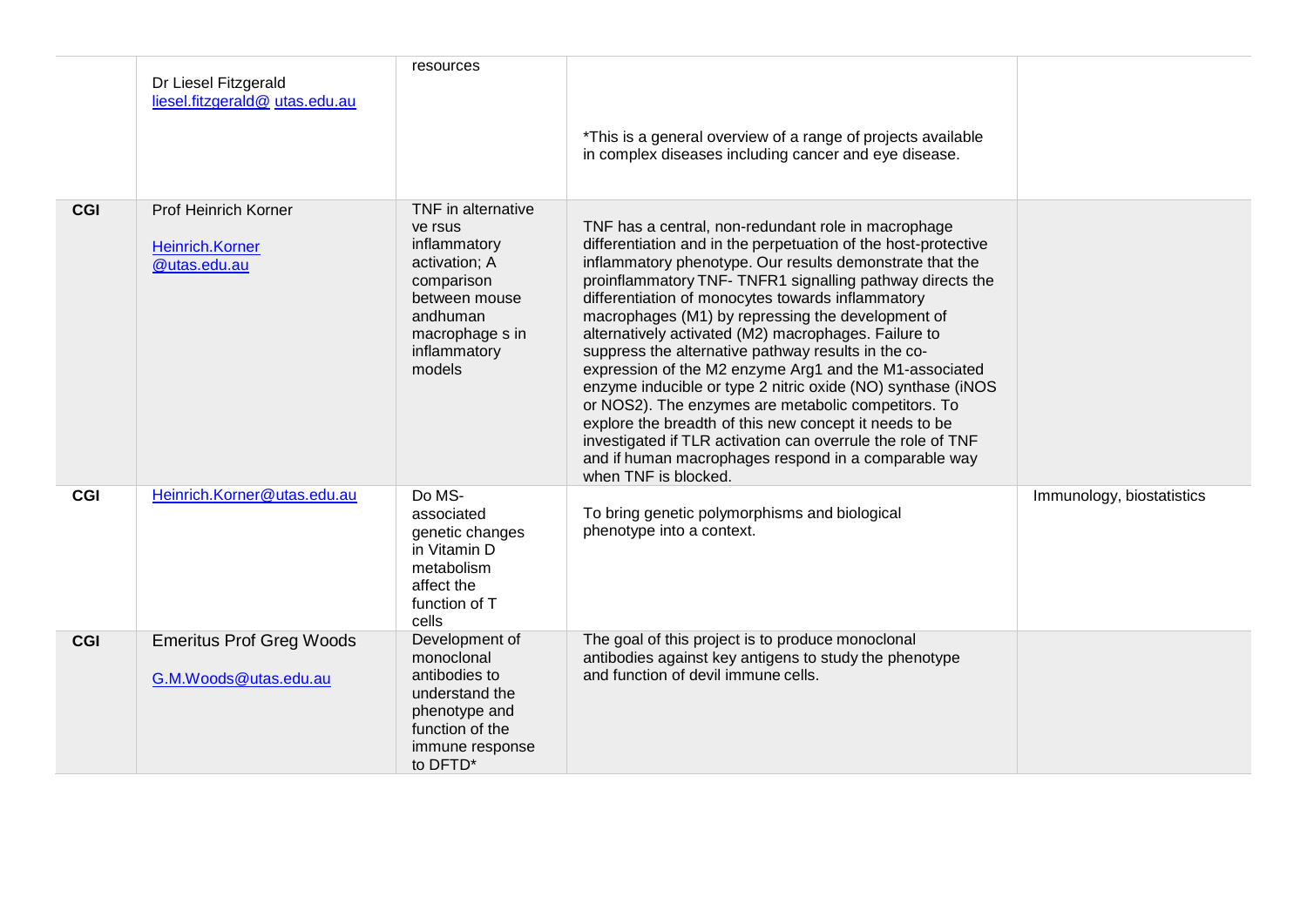| | | | | |
|---|---|---|---|---|
| | Dr Liesel Fitzgerald<br>liesel.fitzgerald@ utas.edu.au | resources | *This is a general overview of a range of projects available in complex diseases including cancer and eye disease. | |
| **CGI** | Prof Heinrich Korner<br><br>Heinrich.Korner @utas.edu.au | TNF in alternative ve rsus inflammatory activation; A comparison between mouse andhuman macrophage s in inflammatory models | TNF has a central, non-redundant role in macrophage differentiation and in the perpetuation of the host-protective inflammatory phenotype. Our results demonstrate that the proinflammatory TNF- TNFR1 signalling pathway directs the differentiation of monocytes towards inflammatory macrophages (M1) by repressing the development of alternatively activated (M2) macrophages. Failure to suppress the alternative pathway results in the co-expression of the M2 enzyme Arg1 and the M1-associated enzyme inducible or type 2 nitric oxide (NO) synthase (iNOS or NOS2). The enzymes are metabolic competitors. To explore the breadth of this new concept it needs to be investigated if TLR activation can overrule the role of TNF and if human macrophages respond in a comparable way when TNF is blocked. | |
| **CGI** | Heinrich.Korner@utas.edu.au | Do MS-associated genetic changes in Vitamin D metabolism affect the function of T cells | To bring genetic polymorphisms and biological phenotype into a context. | Immunology, biostatistics |
| **CGI** | Emeritus Prof Greg Woods<br><br>G.M.Woods@utas.edu.au | Development of monoclonal antibodies to understand the phenotype and function of the immune response to DFTD* | The goal of this project is to produce monoclonal antibodies against key antigens to study the phenotype and function of devil immune cells. | |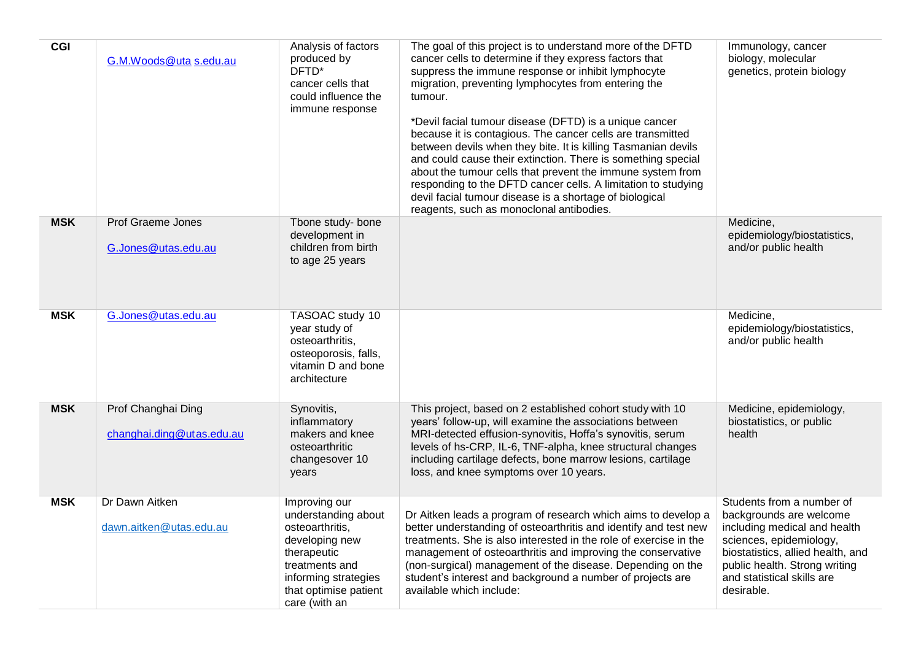| CGI | G.M.Woods@uta s.edu.au | Analysis of factors produced by DFTD* cancer cells that could influence the immune response | The goal of this project is to understand more of the DFTD cancer cells to determine if they express factors that suppress the immune response or inhibit lymphocyte migration, preventing lymphocytes from entering the tumour.<br><br>*Devil facial tumour disease (DFTD) is a unique cancer because it is contagious. The cancer cells are transmitted between devils when they bite. It is killing Tasmanian devils and could cause their extinction. There is something special about the tumour cells that prevent the immune system from responding to the DFTD cancer cells. A limitation to studying devil facial tumour disease is a shortage of biological reagents, such as monoclonal antibodies. | Immunology, cancer biology, molecular genetics, protein biology |
|---|---|---|---|---|
| MSK | Prof Graeme Jones<br><br>G.Jones@utas.edu.au | Tbone study- bone development in children from birth to age 25 years | | Medicine, epidemiology/biostatistics, and/or public health |
| MSK | G.Jones@utas.edu.au | TASOAC study 10 year study of osteoarthritis, osteoporosis, falls, vitamin D and bone architecture | | Medicine, epidemiology/biostatistics, and/or public health |
| MSK | Prof Changhai Ding<br><br>changhai.ding@utas.edu.au | Synovitis, inflammatory makers and knee osteoarthritic changesover 10 years | This project, based on 2 established cohort study with 10 years' follow-up, will examine the associations between MRI-detected effusion-synovitis, Hoffa's synovitis, serum levels of hs-CRP, IL-6, TNF-alpha, knee structural changes including cartilage defects, bone marrow lesions, cartilage loss, and knee symptoms over 10 years. | Medicine, epidemiology, biostatistics, or public health |
| MSK | Dr Dawn Aitken<br><br>dawn.aitken@utas.edu.au | Improving our understanding about osteoarthritis, developing new therapeutic treatments and informing strategies that optimise patient care (with an | Dr Aitken leads a program of research which aims to develop a better understanding of osteoarthritis and identify and test new treatments. She is also interested in the role of exercise in the management of osteoarthritis and improving the conservative (non-surgical) management of the disease. Depending on the student's interest and background a number of projects are available which include: | Students from a number of backgrounds are welcome including medical and health sciences, epidemiology, biostatistics, allied health, and public health. Strong writing and statistical skills are desirable. |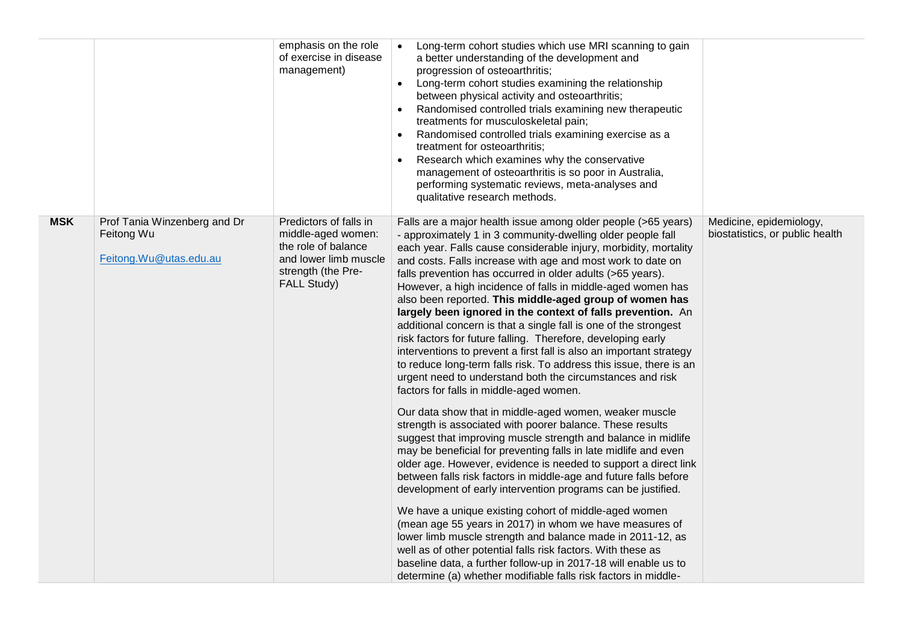| | | | | |
|---|---|---|---|---|
| | | emphasis on the role of exercise in disease management) | <ul><li>Long-term cohort studies which use MRI scanning to gain a better understanding of the development and progression of osteoarthritis;</li><li>Long-term cohort studies examining the relationship between physical activity and osteoarthritis;</li><li>Randomised controlled trials examining new therapeutic treatments for musculoskeletal pain;</li><li>Randomised controlled trials examining exercise as a treatment for osteoarthritis;</li><li>Research which examines why the conservative management of osteoarthritis is so poor in Australia, performing systematic reviews, meta-analyses and qualitative research methods.</li></ul> | |
| **MSK** | Prof Tania Winzenberg and Dr Feitong Wu<br><br>Feitong.Wu@utas.edu.au | Predictors of falls in middle-aged women: the role of balance and lower limb muscle strength (the Pre-FALL Study) | Falls are a major health issue among older people (>65 years) - approximately 1 in 3 community-dwelling older people fall each year. Falls cause considerable injury, morbidity, mortality and costs. Falls increase with age and most work to date on falls prevention has occurred in older adults (>65 years). However, a high incidence of falls in middle-aged women has also been reported. **This middle-aged group of women has largely been ignored in the context of falls prevention.** An additional concern is that a single fall is one of the strongest risk factors for future falling. Therefore, developing early interventions to prevent a first fall is also an important strategy to reduce long-term falls risk. To address this issue, there is an urgent need to understand both the circumstances and risk factors for falls in middle-aged women.<br><br>Our data show that in middle-aged women, weaker muscle strength is associated with poorer balance. These results suggest that improving muscle strength and balance in midlife may be beneficial for preventing falls in late midlife and even older age. However, evidence is needed to support a direct link between falls risk factors in middle-age and future falls before development of early intervention programs can be justified.<br><br>We have a unique existing cohort of middle-aged women (mean age 55 years in 2017) in whom we have measures of lower limb muscle strength and balance made in 2011-12, as well as of other potential falls risk factors. With these as baseline data, a further follow-up in 2017-18 will enable us to determine (a) whether modifiable falls risk factors in middle- | Medicine, epidemiology, biostatistics, or public health |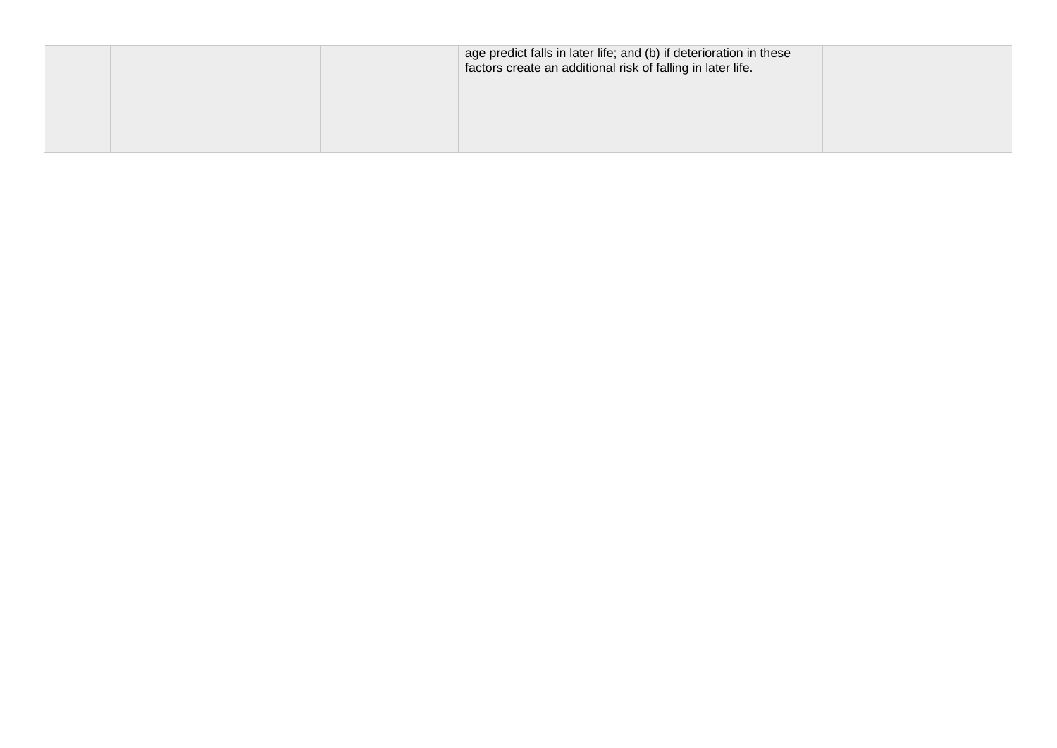| | | | | |
|---|---|---|---|---|
| | | | age predict falls in later life; and (b) if deterioration in these factors create an additional risk of falling in later life. | |